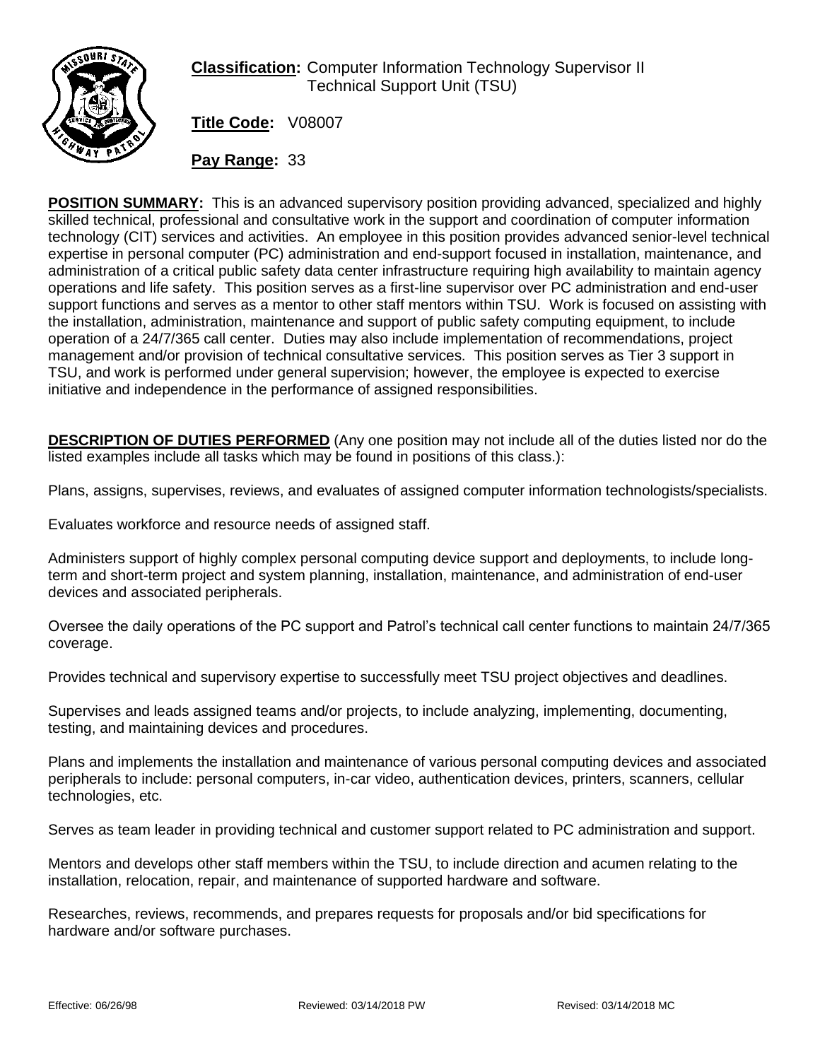**Classification:** Computer Information Technology Supervisor II
Technical Support Unit (TSU)

**Title Code:** V08007

**Pay Range:** 33

**POSITION SUMMARY:** This is an advanced supervisory position providing advanced, specialized and highly skilled technical, professional and consultative work in the support and coordination of computer information technology (CIT) services and activities. An employee in this position provides advanced senior-level technical expertise in personal computer (PC) administration and end-support focused in installation, maintenance, and administration of a critical public safety data center infrastructure requiring high availability to maintain agency operations and life safety. This position serves as a first-line supervisor over PC administration and end-user support functions and serves as a mentor to other staff mentors within TSU. Work is focused on assisting with the installation, administration, maintenance and support of public safety computing equipment, to include operation of a 24/7/365 call center. Duties may also include implementation of recommendations, project management and/or provision of technical consultative services. This position serves as Tier 3 support in TSU, and work is performed under general supervision; however, the employee is expected to exercise initiative and independence in the performance of assigned responsibilities.

**DESCRIPTION OF DUTIES PERFORMED** (Any one position may not include all of the duties listed nor do the listed examples include all tasks which may be found in positions of this class.):

Plans, assigns, supervises, reviews, and evaluates of assigned computer information technologists/specialists.

Evaluates workforce and resource needs of assigned staff.

Administers support of highly complex personal computing device support and deployments, to include long-term and short-term project and system planning, installation, maintenance, and administration of end-user devices and associated peripherals.

Oversee the daily operations of the PC support and Patrol's technical call center functions to maintain 24/7/365 coverage.

Provides technical and supervisory expertise to successfully meet TSU project objectives and deadlines.

Supervises and leads assigned teams and/or projects, to include analyzing, implementing, documenting, testing, and maintaining devices and procedures.

Plans and implements the installation and maintenance of various personal computing devices and associated peripherals to include: personal computers, in-car video, authentication devices, printers, scanners, cellular technologies, etc.

Serves as team leader in providing technical and customer support related to PC administration and support.

Mentors and develops other staff members within the TSU, to include direction and acumen relating to the installation, relocation, repair, and maintenance of supported hardware and software.

Researches, reviews, recommends, and prepares requests for proposals and/or bid specifications for hardware and/or software purchases.

Effective: 06/26/98 Reviewed: 03/14/2018 PW Revised: 03/14/2018 MC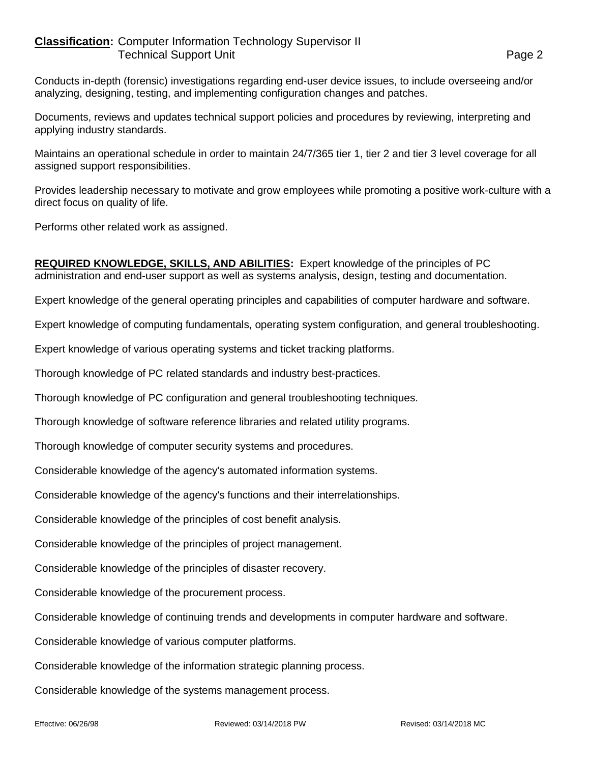Conducts in-depth (forensic) investigations regarding end-user device issues, to include overseeing and/or analyzing, designing, testing, and implementing configuration changes and patches.

Documents, reviews and updates technical support policies and procedures by reviewing, interpreting and applying industry standards.

Maintains an operational schedule in order to maintain 24/7/365 tier 1, tier 2 and tier 3 level coverage for all assigned support responsibilities.

Provides leadership necessary to motivate and grow employees while promoting a positive work-culture with a direct focus on quality of life.

Performs other related work as assigned.

**REQUIRED KNOWLEDGE, SKILLS, AND ABILITIES:** Expert knowledge of the principles of PC administration and end-user support as well as systems analysis, design, testing and documentation.

Expert knowledge of the general operating principles and capabilities of computer hardware and software.

Expert knowledge of computing fundamentals, operating system configuration, and general troubleshooting.

Expert knowledge of various operating systems and ticket tracking platforms.

Thorough knowledge of PC related standards and industry best-practices.

Thorough knowledge of PC configuration and general troubleshooting techniques.

Thorough knowledge of software reference libraries and related utility programs.

Thorough knowledge of computer security systems and procedures.

Considerable knowledge of the agency's automated information systems.

Considerable knowledge of the agency's functions and their interrelationships.

Considerable knowledge of the principles of cost benefit analysis.

Considerable knowledge of the principles of project management.

Considerable knowledge of the principles of disaster recovery.

Considerable knowledge of the procurement process.

Considerable knowledge of continuing trends and developments in computer hardware and software.

Considerable knowledge of various computer platforms.

Considerable knowledge of the information strategic planning process.

Considerable knowledge of the systems management process.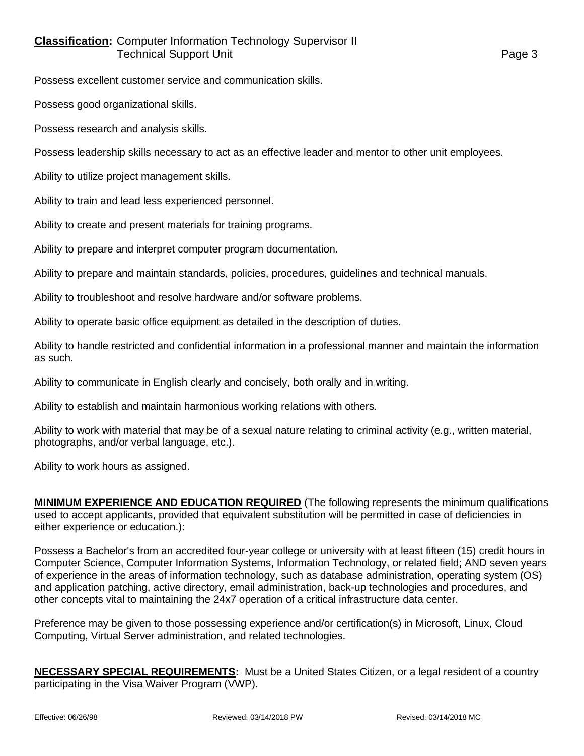Possess excellent customer service and communication skills.

Possess good organizational skills.

Possess research and analysis skills.

Possess leadership skills necessary to act as an effective leader and mentor to other unit employees.

Ability to utilize project management skills.

Ability to train and lead less experienced personnel.

Ability to create and present materials for training programs.

Ability to prepare and interpret computer program documentation.

Ability to prepare and maintain standards, policies, procedures, guidelines and technical manuals.

Ability to troubleshoot and resolve hardware and/or software problems.

Ability to operate basic office equipment as detailed in the description of duties.

Ability to handle restricted and confidential information in a professional manner and maintain the information as such.

Ability to communicate in English clearly and concisely, both orally and in writing.

Ability to establish and maintain harmonious working relations with others.

Ability to work with material that may be of a sexual nature relating to criminal activity (e.g., written material, photographs, and/or verbal language, etc.).

Ability to work hours as assigned.

**MINIMUM EXPERIENCE AND EDUCATION REQUIRED** (The following represents the minimum qualifications used to accept applicants, provided that equivalent substitution will be permitted in case of deficiencies in either experience or education.):

Possess a Bachelor's from an accredited four-year college or university with at least fifteen (15) credit hours in Computer Science, Computer Information Systems, Information Technology, or related field; AND seven years of experience in the areas of information technology, such as database administration, operating system (OS) and application patching, active directory, email administration, back-up technologies and procedures, and other concepts vital to maintaining the 24x7 operation of a critical infrastructure data center.

Preference may be given to those possessing experience and/or certification(s) in Microsoft, Linux, Cloud Computing, Virtual Server administration, and related technologies.

**NECESSARY SPECIAL REQUIREMENTS:** Must be a United States Citizen, or a legal resident of a country participating in the Visa Waiver Program (VWP).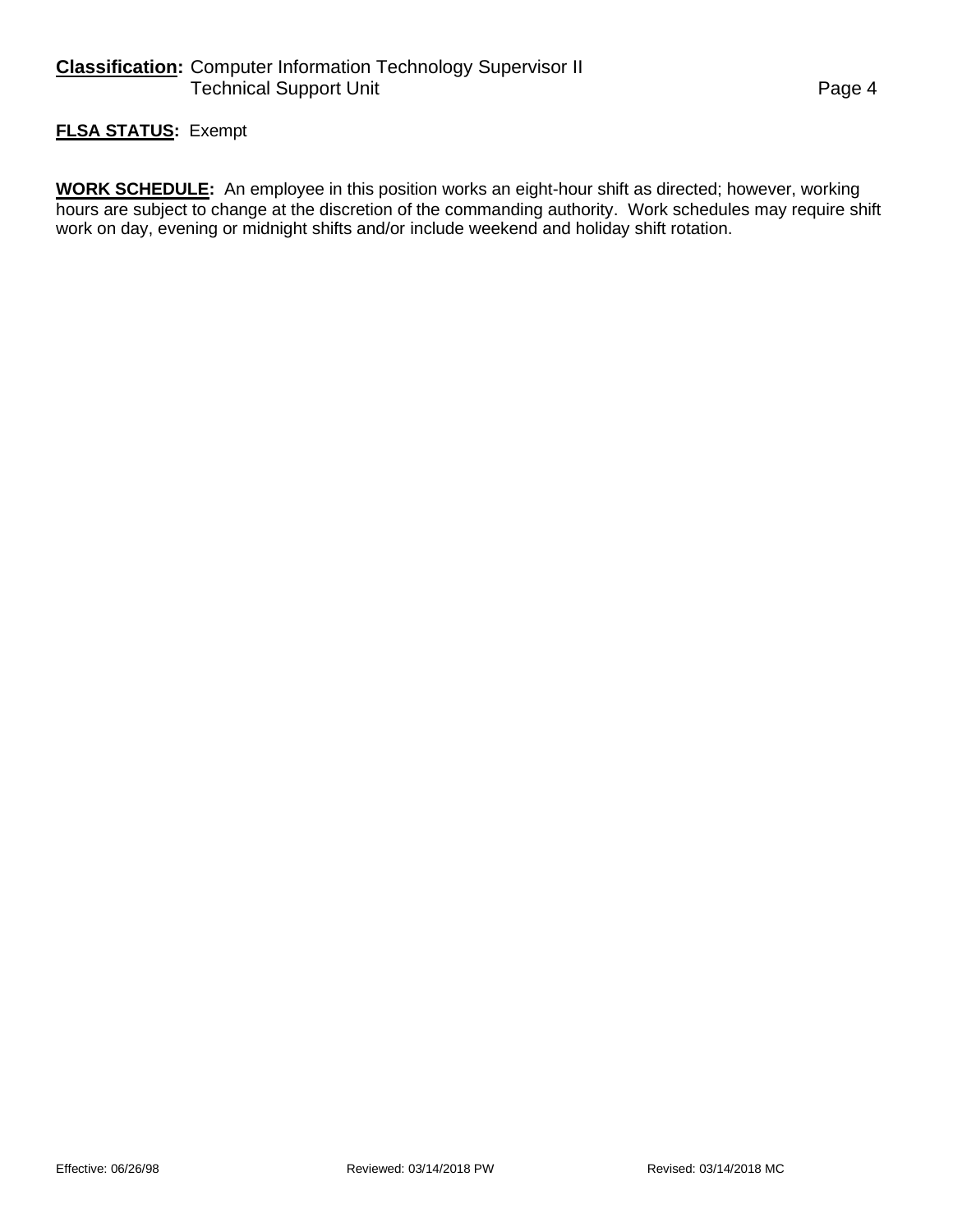**FLSA STATUS:** Exempt

**WORK SCHEDULE:** An employee in this position works an eight-hour shift as directed; however, working hours are subject to change at the discretion of the commanding authority. Work schedules may require shift work on day, evening or midnight shifts and/or include weekend and holiday shift rotation.